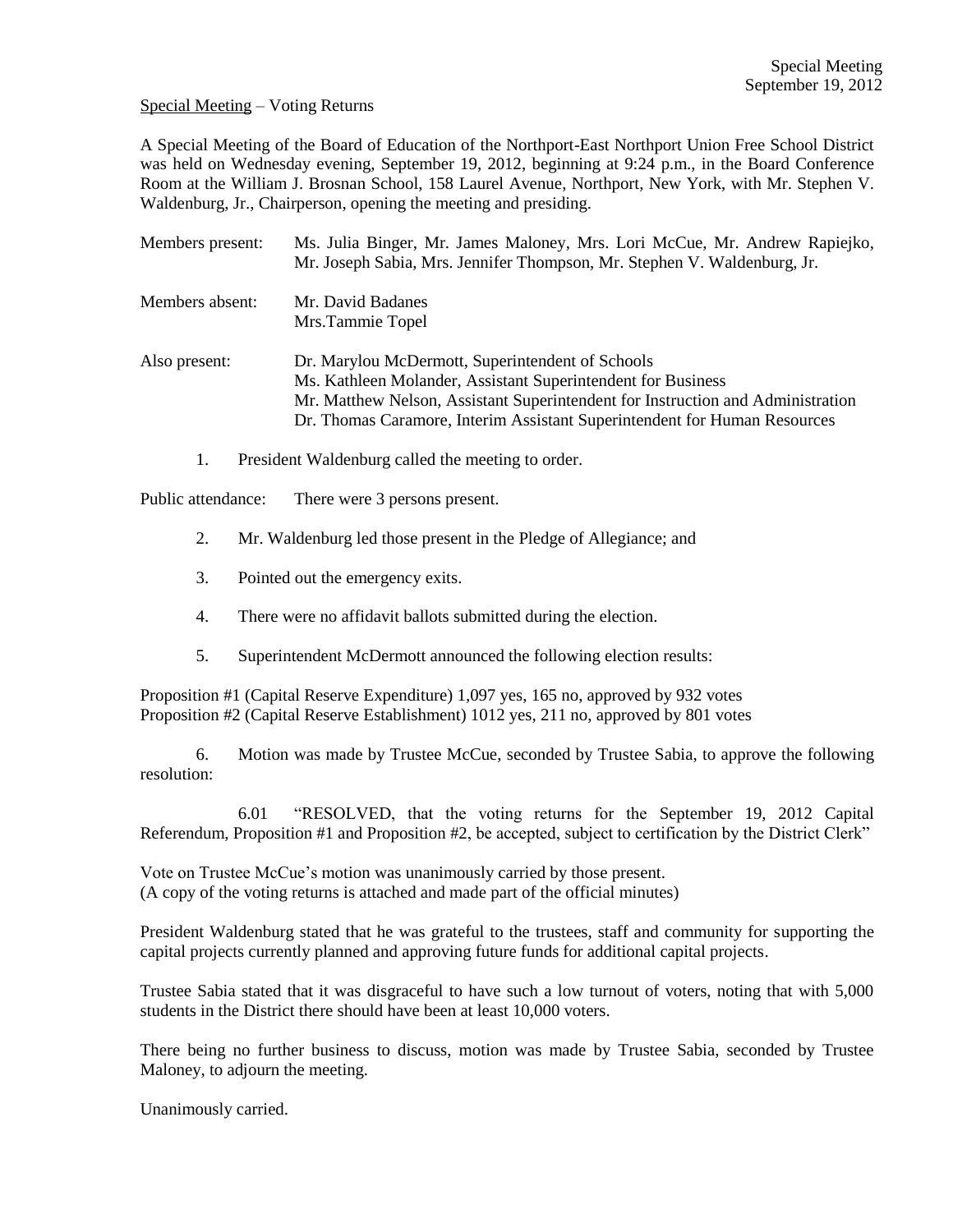Special Meeting – Voting Returns

A Special Meeting of the Board of Education of the Northport-East Northport Union Free School District was held on Wednesday evening, September 19, 2012, beginning at 9:24 p.m., in the Board Conference Room at the William J. Brosnan School, 158 Laurel Avenue, Northport, New York, with Mr. Stephen V. Waldenburg, Jr., Chairperson, opening the meeting and presiding.

Members present: Ms. Julia Binger, Mr. James Maloney, Mrs. Lori McCue, Mr. Andrew Rapiejko, Mr. Joseph Sabia, Mrs. Jennifer Thompson, Mr. Stephen V. Waldenburg, Jr.

Members absent: Mr. David Badanes
Mrs.Tammie Topel

Also present: Dr. Marylou McDermott, Superintendent of Schools
Ms. Kathleen Molander, Assistant Superintendent for Business
Mr. Matthew Nelson, Assistant Superintendent for Instruction and Administration
Dr. Thomas Caramore, Interim Assistant Superintendent for Human Resources

1. President Waldenburg called the meeting to order.

Public attendance: There were 3 persons present.

2. Mr. Waldenburg led those present in the Pledge of Allegiance; and

3. Pointed out the emergency exits.

4. There were no affidavit ballots submitted during the election.

5. Superintendent McDermott announced the following election results:

Proposition #1 (Capital Reserve Expenditure) 1,097 yes, 165 no, approved by 932 votes
Proposition #2 (Capital Reserve Establishment) 1012 yes, 211 no, approved by 801 votes

6. Motion was made by Trustee McCue, seconded by Trustee Sabia, to approve the following resolution:

6.01 "RESOLVED, that the voting returns for the September 19, 2012 Capital Referendum, Proposition #1 and Proposition #2, be accepted, subject to certification by the District Clerk"

Vote on Trustee McCue's motion was unanimously carried by those present.
(A copy of the voting returns is attached and made part of the official minutes)

President Waldenburg stated that he was grateful to the trustees, staff and community for supporting the capital projects currently planned and approving future funds for additional capital projects.

Trustee Sabia stated that it was disgraceful to have such a low turnout of voters, noting that with 5,000 students in the District there should have been at least 10,000 voters.

There being no further business to discuss, motion was made by Trustee Sabia, seconded by Trustee Maloney, to adjourn the meeting.

Unanimously carried.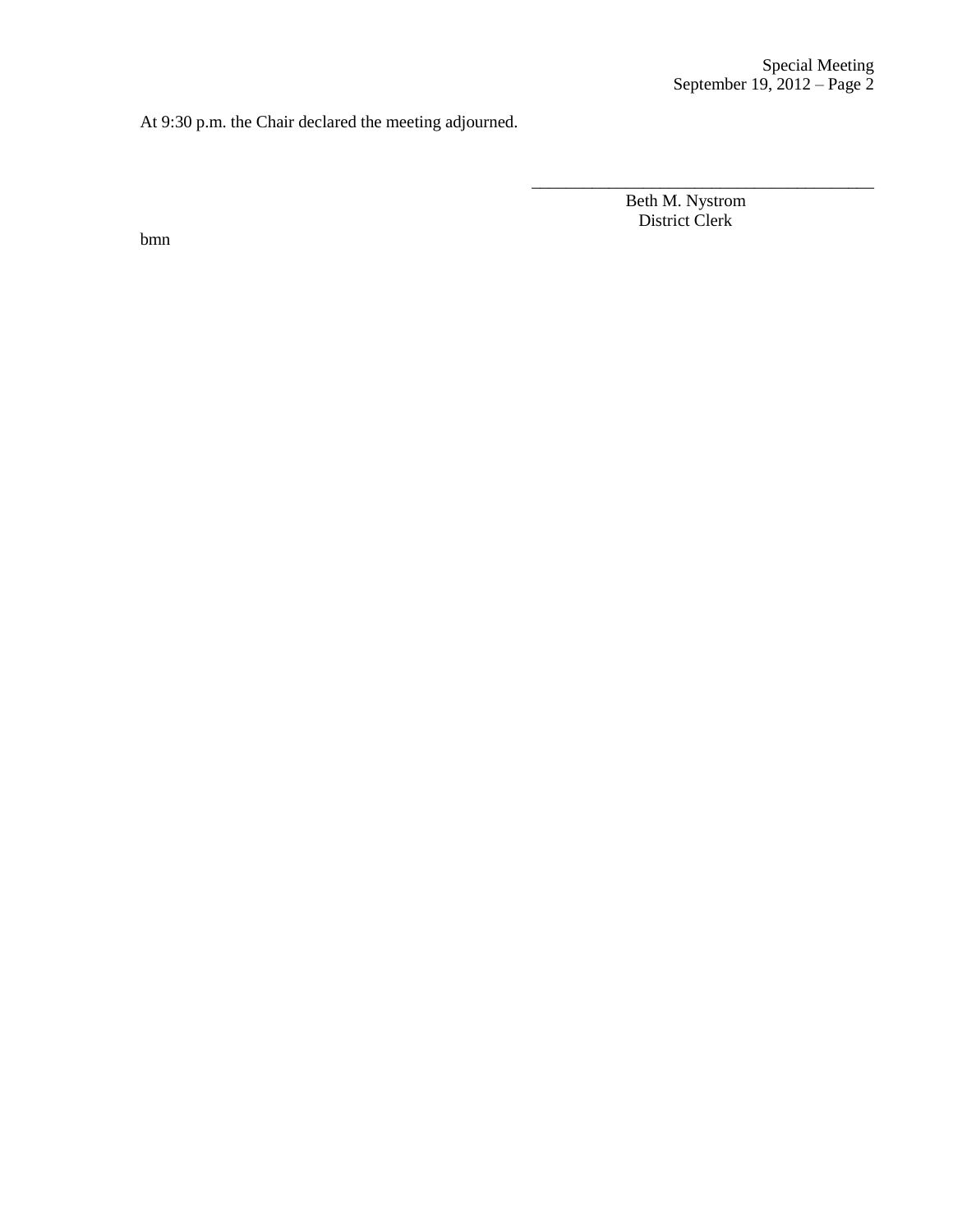At 9:30 p.m. the Chair declared the meeting adjourned.

\_\_\_\_\_\_\_\_\_\_\_\_\_\_\_\_\_\_\_\_\_\_\_\_\_\_\_\_\_\_\_\_\_\_\_\_\_\_\_\_

Beth M. Nystrom
District Clerk

bmn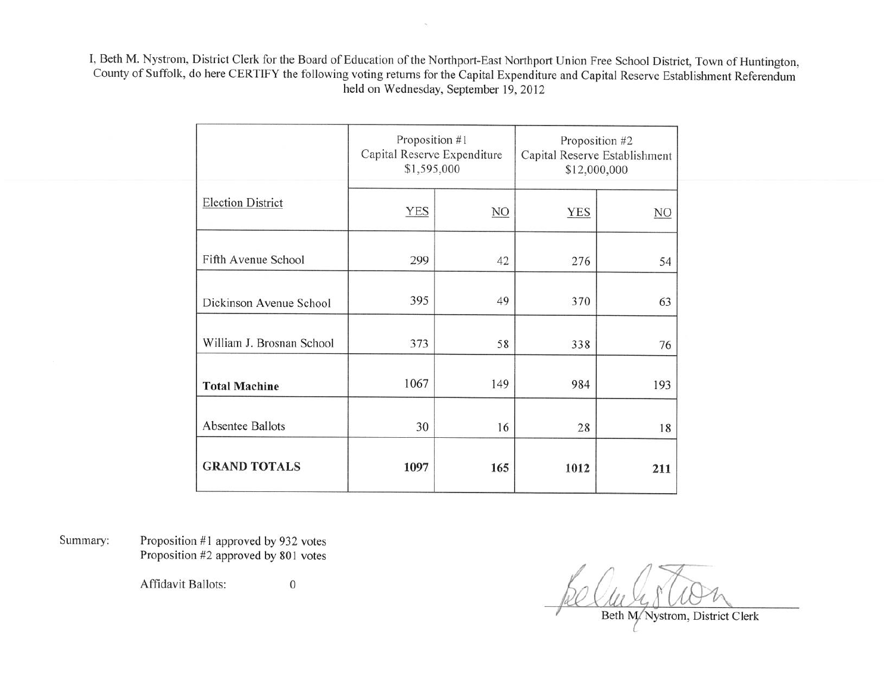I, Beth M. Nystrom, District Clerk for the Board of Education of the Northport-East Northport Union Free School District, Town of Huntington, County of Suffolk, do here CERTIFY the following voting returns for the Capital Expenditure and Capital Reserve Establishment Referendum held on Wednesday, September 19, 2012

| Election District | Proposition #1 Capital Reserve Expenditure $1,595,000 | | Proposition #2 Capital Reserve Establishment $12,000,000 | |
|---|---|---|---|---|
| | YES | NO | YES | NO |
| Fifth Avenue School | 299 | 42 | 276 | 54 |
| Dickinson Avenue School | 395 | 49 | 370 | 63 |
| William J. Brosnan School | 373 | 58 | 338 | 76 |
| **Total Machine** | 1067 | 149 | 984 | 193 |
| Absentee Ballots | 30 | 16 | 28 | 18 |
| **GRAND TOTALS** | **1097** | **165** | **1012** | **211** |

Summary: Proposition #1 approved by 932 votes
Proposition #2 approved by 801 votes

Affidavit Ballots: 0

Beth M. Nystrom, District Clerk